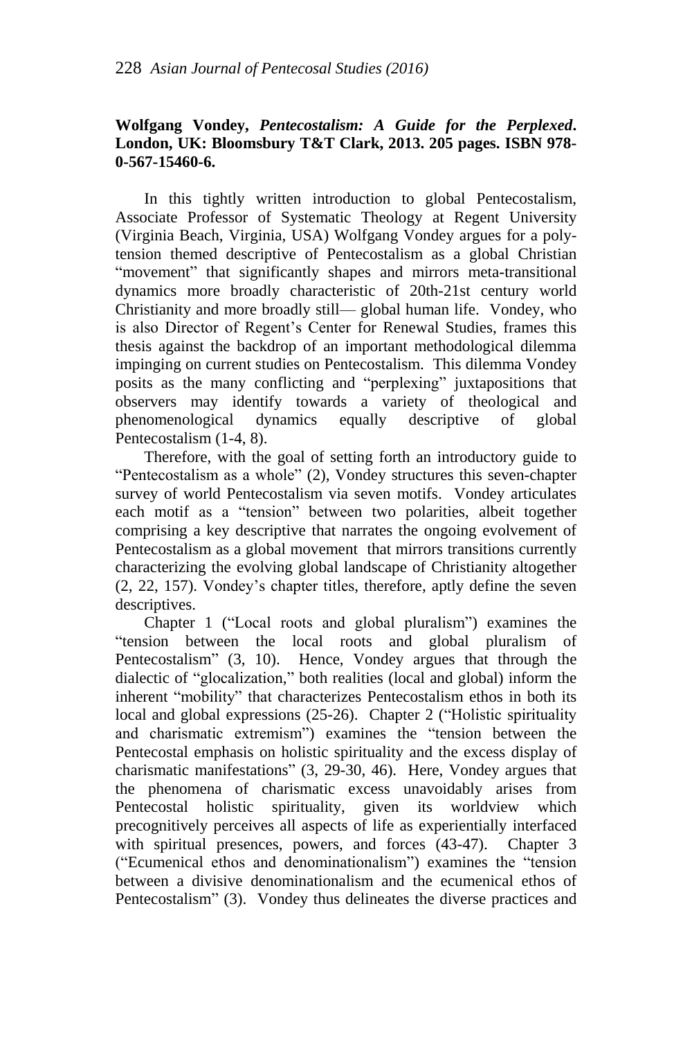**Wolfgang Vondey, *Pentecostalism: A Guide for the Perplexed*. London, UK: Bloomsbury T&T Clark, 2013. 205 pages. ISBN 978-0-567-15460-6.**

In this tightly written introduction to global Pentecostalism, Associate Professor of Systematic Theology at Regent University (Virginia Beach, Virginia, USA) Wolfgang Vondey argues for a poly-tension themed descriptive of Pentecostalism as a global Christian "movement" that significantly shapes and mirrors meta-transitional dynamics more broadly characteristic of 20th-21st century world Christianity and more broadly still— global human life. Vondey, who is also Director of Regent's Center for Renewal Studies, frames this thesis against the backdrop of an important methodological dilemma impinging on current studies on Pentecostalism. This dilemma Vondey posits as the many conflicting and "perplexing" juxtapositions that observers may identify towards a variety of theological and phenomenological dynamics equally descriptive of global Pentecostalism (1-4, 8).

Therefore, with the goal of setting forth an introductory guide to "Pentecostalism as a whole" (2), Vondey structures this seven-chapter survey of world Pentecostalism via seven motifs. Vondey articulates each motif as a "tension" between two polarities, albeit together comprising a key descriptive that narrates the ongoing evolvement of Pentecostalism as a global movement that mirrors transitions currently characterizing the evolving global landscape of Christianity altogether (2, 22, 157). Vondey's chapter titles, therefore, aptly define the seven descriptives.

Chapter 1 ("Local roots and global pluralism") examines the "tension between the local roots and global pluralism of Pentecostalism" (3, 10). Hence, Vondey argues that through the dialectic of "glocalization," both realities (local and global) inform the inherent "mobility" that characterizes Pentecostalism ethos in both its local and global expressions (25-26). Chapter 2 ("Holistic spirituality and charismatic extremism") examines the "tension between the Pentecostal emphasis on holistic spirituality and the excess display of charismatic manifestations" (3, 29-30, 46). Here, Vondey argues that the phenomena of charismatic excess unavoidably arises from Pentecostal holistic spirituality, given its worldview which precognitively perceives all aspects of life as experientially interfaced with spiritual presences, powers, and forces (43-47). Chapter 3 ("Ecumenical ethos and denominationalism") examines the "tension between a divisive denominationalism and the ecumenical ethos of Pentecostalism" (3). Vondey thus delineates the diverse practices and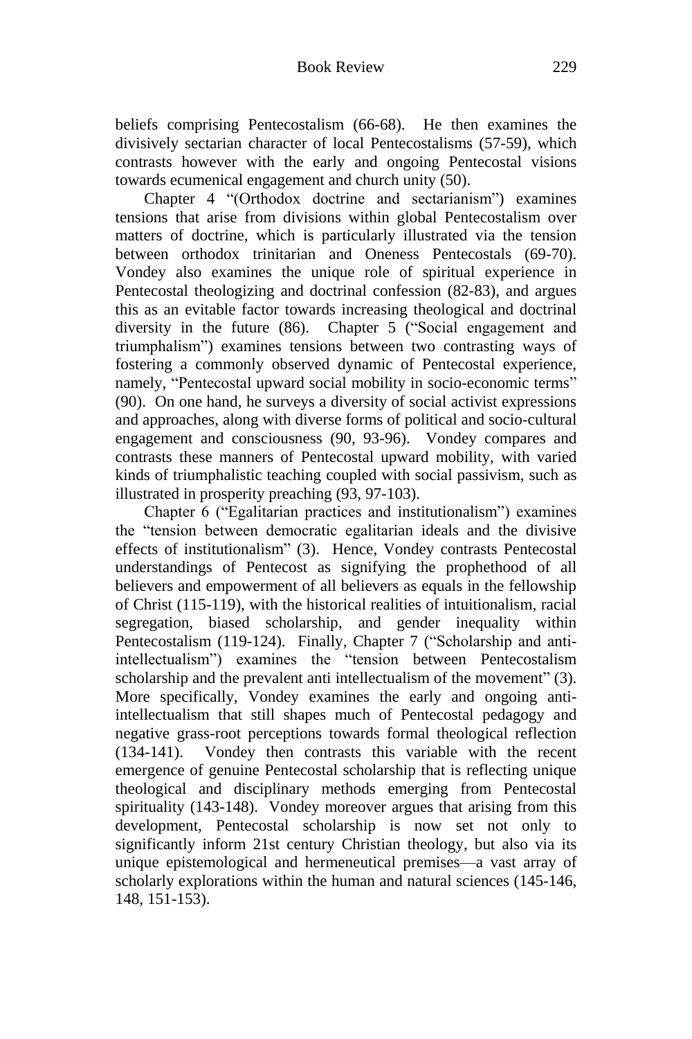beliefs comprising Pentecostalism (66-68). He then examines the divisively sectarian character of local Pentecostalisms (57-59), which contrasts however with the early and ongoing Pentecostal visions towards ecumenical engagement and church unity (50).

Chapter 4 "(Orthodox doctrine and sectarianism") examines tensions that arise from divisions within global Pentecostalism over matters of doctrine, which is particularly illustrated via the tension between orthodox trinitarian and Oneness Pentecostals (69-70). Vondey also examines the unique role of spiritual experience in Pentecostal theologizing and doctrinal confession (82-83), and argues this as an evitable factor towards increasing theological and doctrinal diversity in the future (86). Chapter 5 ("Social engagement and triumphalism") examines tensions between two contrasting ways of fostering a commonly observed dynamic of Pentecostal experience, namely, "Pentecostal upward social mobility in socio-economic terms" (90). On one hand, he surveys a diversity of social activist expressions and approaches, along with diverse forms of political and socio-cultural engagement and consciousness (90, 93-96). Vondey compares and contrasts these manners of Pentecostal upward mobility, with varied kinds of triumphalistic teaching coupled with social passivism, such as illustrated in prosperity preaching (93, 97-103).

Chapter 6 ("Egalitarian practices and institutionalism") examines the "tension between democratic egalitarian ideals and the divisive effects of institutionalism" (3). Hence, Vondey contrasts Pentecostal understandings of Pentecost as signifying the prophethood of all believers and empowerment of all believers as equals in the fellowship of Christ (115-119), with the historical realities of intuitionalism, racial segregation, biased scholarship, and gender inequality within Pentecostalism (119-124). Finally, Chapter 7 ("Scholarship and anti-intellectualism") examines the "tension between Pentecostalism scholarship and the prevalent anti intellectualism of the movement" (3). More specifically, Vondey examines the early and ongoing anti-intellectualism that still shapes much of Pentecostal pedagogy and negative grass-root perceptions towards formal theological reflection (134-141). Vondey then contrasts this variable with the recent emergence of genuine Pentecostal scholarship that is reflecting unique theological and disciplinary methods emerging from Pentecostal spirituality (143-148). Vondey moreover argues that arising from this development, Pentecostal scholarship is now set not only to significantly inform 21st century Christian theology, but also via its unique epistemological and hermeneutical premises—a vast array of scholarly explorations within the human and natural sciences (145-146, 148, 151-153).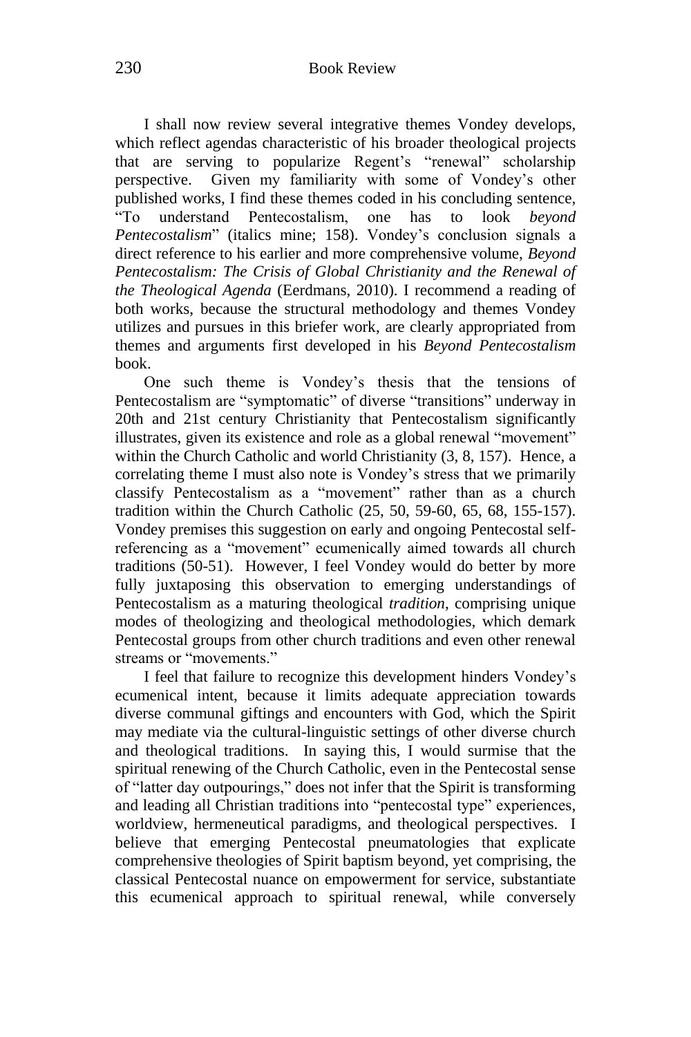I shall now review several integrative themes Vondey develops, which reflect agendas characteristic of his broader theological projects that are serving to popularize Regent's "renewal" scholarship perspective. Given my familiarity with some of Vondey's other published works, I find these themes coded in his concluding sentence, "To understand Pentecostalism, one has to look *beyond Pentecostalism*" (italics mine; 158). Vondey's conclusion signals a direct reference to his earlier and more comprehensive volume, *Beyond Pentecostalism: The Crisis of Global Christianity and the Renewal of the Theological Agenda* (Eerdmans, 2010). I recommend a reading of both works, because the structural methodology and themes Vondey utilizes and pursues in this briefer work, are clearly appropriated from themes and arguments first developed in his *Beyond Pentecostalism* book.

One such theme is Vondey's thesis that the tensions of Pentecostalism are "symptomatic" of diverse "transitions" underway in 20th and 21st century Christianity that Pentecostalism significantly illustrates, given its existence and role as a global renewal "movement" within the Church Catholic and world Christianity (3, 8, 157). Hence, a correlating theme I must also note is Vondey's stress that we primarily classify Pentecostalism as a "movement" rather than as a church tradition within the Church Catholic (25, 50, 59-60, 65, 68, 155-157). Vondey premises this suggestion on early and ongoing Pentecostal self-referencing as a "movement" ecumenically aimed towards all church traditions (50-51). However, I feel Vondey would do better by more fully juxtaposing this observation to emerging understandings of Pentecostalism as a maturing theological *tradition*, comprising unique modes of theologizing and theological methodologies, which demark Pentecostal groups from other church traditions and even other renewal streams or "movements."

I feel that failure to recognize this development hinders Vondey's ecumenical intent, because it limits adequate appreciation towards diverse communal giftings and encounters with God, which the Spirit may mediate via the cultural-linguistic settings of other diverse church and theological traditions. In saying this, I would surmise that the spiritual renewing of the Church Catholic, even in the Pentecostal sense of "latter day outpourings," does not infer that the Spirit is transforming and leading all Christian traditions into "pentecostal type" experiences, worldview, hermeneutical paradigms, and theological perspectives. I believe that emerging Pentecostal pneumatologies that explicate comprehensive theologies of Spirit baptism beyond, yet comprising, the classical Pentecostal nuance on empowerment for service, substantiate this ecumenical approach to spiritual renewal, while conversely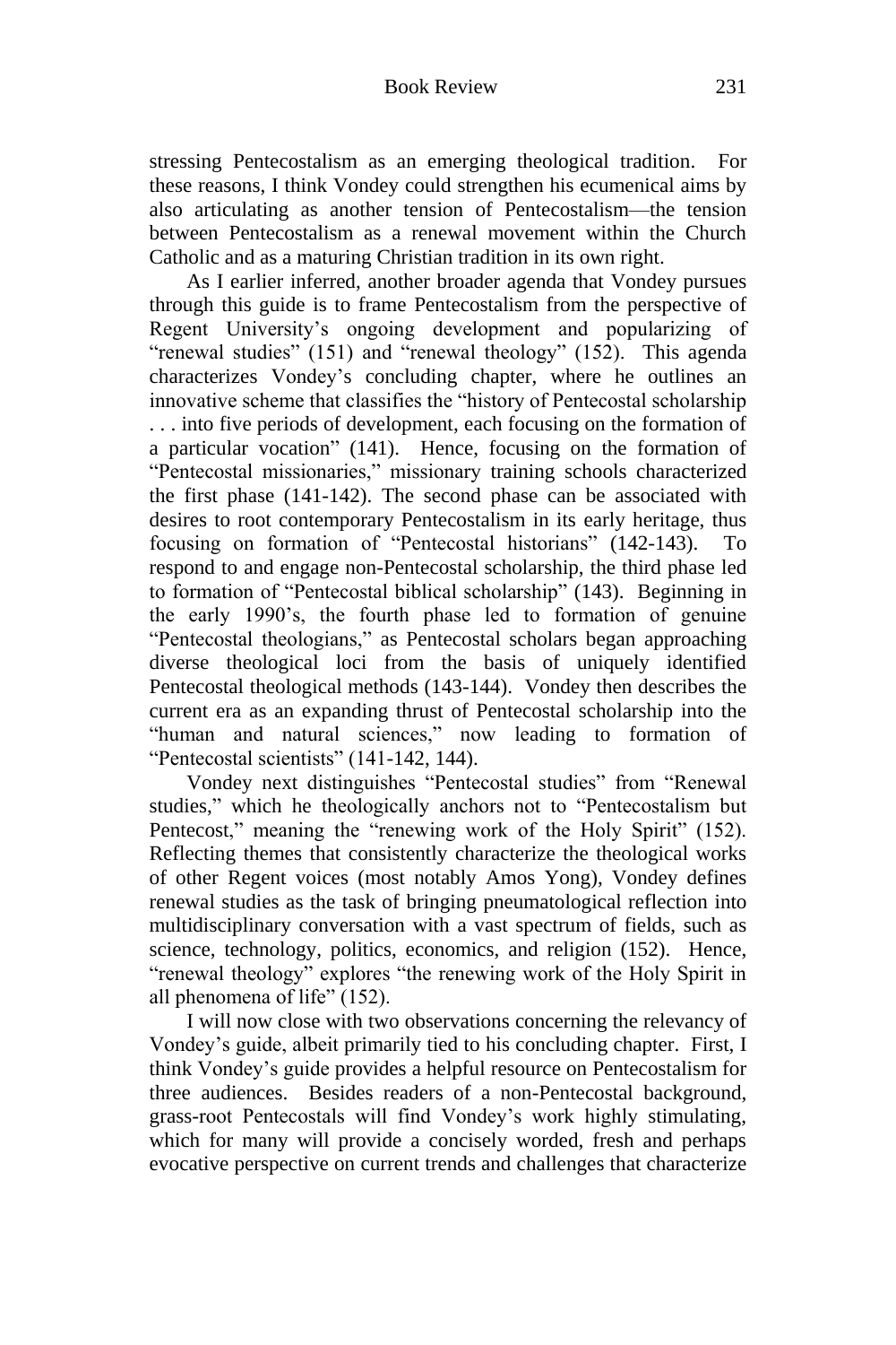stressing Pentecostalism as an emerging theological tradition. For these reasons, I think Vondey could strengthen his ecumenical aims by also articulating as another tension of Pentecostalism—the tension between Pentecostalism as a renewal movement within the Church Catholic and as a maturing Christian tradition in its own right.

As I earlier inferred, another broader agenda that Vondey pursues through this guide is to frame Pentecostalism from the perspective of Regent University's ongoing development and popularizing of "renewal studies" (151) and "renewal theology" (152). This agenda characterizes Vondey's concluding chapter, where he outlines an innovative scheme that classifies the "history of Pentecostal scholarship . . . into five periods of development, each focusing on the formation of a particular vocation" (141). Hence, focusing on the formation of "Pentecostal missionaries," missionary training schools characterized the first phase (141-142). The second phase can be associated with desires to root contemporary Pentecostalism in its early heritage, thus focusing on formation of "Pentecostal historians" (142-143). To respond to and engage non-Pentecostal scholarship, the third phase led to formation of "Pentecostal biblical scholarship" (143). Beginning in the early 1990's, the fourth phase led to formation of genuine "Pentecostal theologians," as Pentecostal scholars began approaching diverse theological loci from the basis of uniquely identified Pentecostal theological methods (143-144). Vondey then describes the current era as an expanding thrust of Pentecostal scholarship into the "human and natural sciences," now leading to formation of "Pentecostal scientists" (141-142, 144).

Vondey next distinguishes "Pentecostal studies" from "Renewal studies," which he theologically anchors not to "Pentecostalism but Pentecost," meaning the "renewing work of the Holy Spirit" (152). Reflecting themes that consistently characterize the theological works of other Regent voices (most notably Amos Yong), Vondey defines renewal studies as the task of bringing pneumatological reflection into multidisciplinary conversation with a vast spectrum of fields, such as science, technology, politics, economics, and religion (152). Hence, "renewal theology" explores "the renewing work of the Holy Spirit in all phenomena of life" (152).

I will now close with two observations concerning the relevancy of Vondey's guide, albeit primarily tied to his concluding chapter. First, I think Vondey's guide provides a helpful resource on Pentecostalism for three audiences. Besides readers of a non-Pentecostal background, grass-root Pentecostals will find Vondey's work highly stimulating, which for many will provide a concisely worded, fresh and perhaps evocative perspective on current trends and challenges that characterize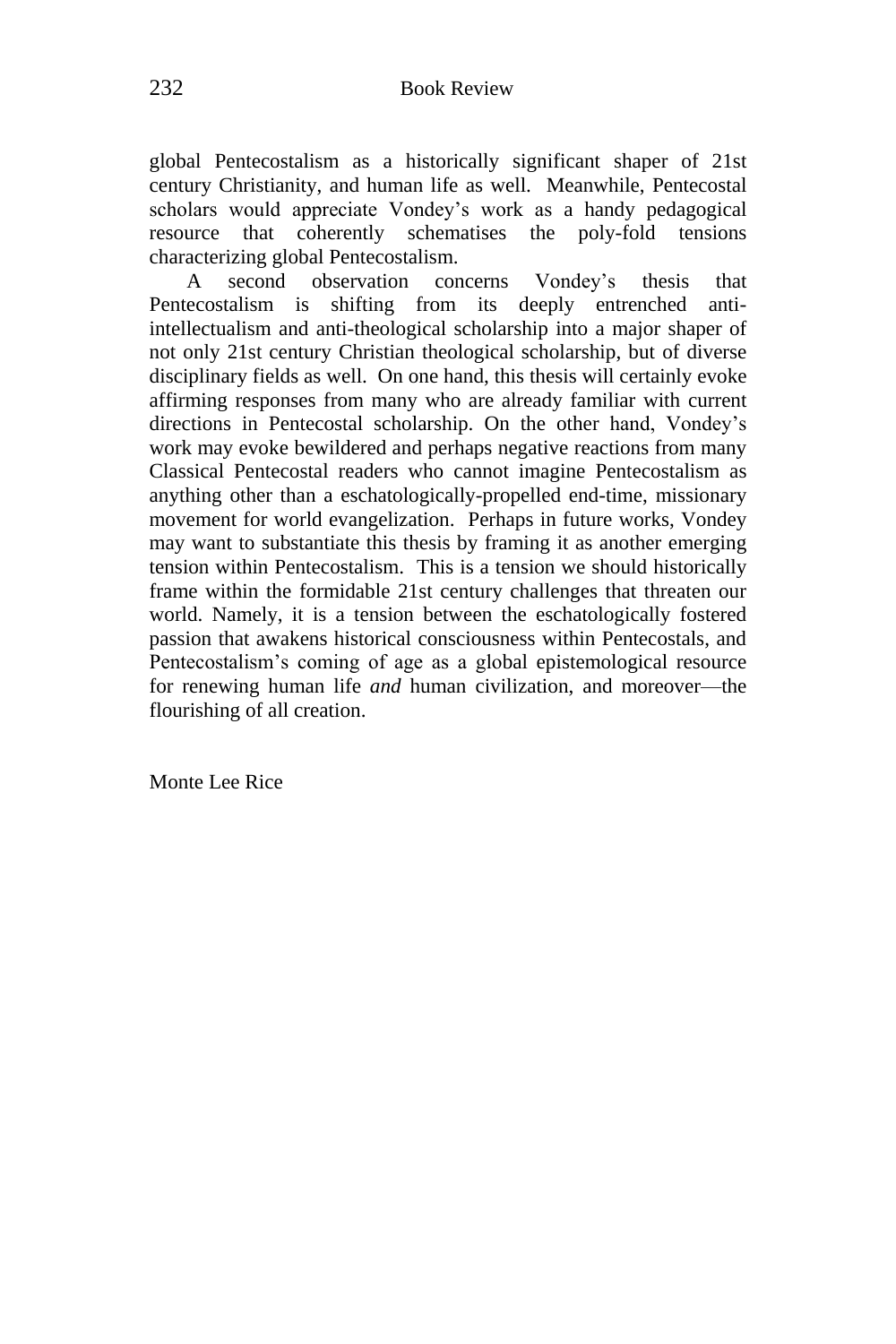global Pentecostalism as a historically significant shaper of 21st century Christianity, and human life as well. Meanwhile, Pentecostal scholars would appreciate Vondey's work as a handy pedagogical resource that coherently schematises the poly-fold tensions characterizing global Pentecostalism.

A second observation concerns Vondey's thesis that Pentecostalism is shifting from its deeply entrenched anti-intellectualism and anti-theological scholarship into a major shaper of not only 21st century Christian theological scholarship, but of diverse disciplinary fields as well. On one hand, this thesis will certainly evoke affirming responses from many who are already familiar with current directions in Pentecostal scholarship. On the other hand, Vondey's work may evoke bewildered and perhaps negative reactions from many Classical Pentecostal readers who cannot imagine Pentecostalism as anything other than a eschatologically-propelled end-time, missionary movement for world evangelization. Perhaps in future works, Vondey may want to substantiate this thesis by framing it as another emerging tension within Pentecostalism. This is a tension we should historically frame within the formidable 21st century challenges that threaten our world. Namely, it is a tension between the eschatologically fostered passion that awakens historical consciousness within Pentecostals, and Pentecostalism's coming of age as a global epistemological resource for renewing human life *and* human civilization, and moreover—the flourishing of all creation.

Monte Lee Rice